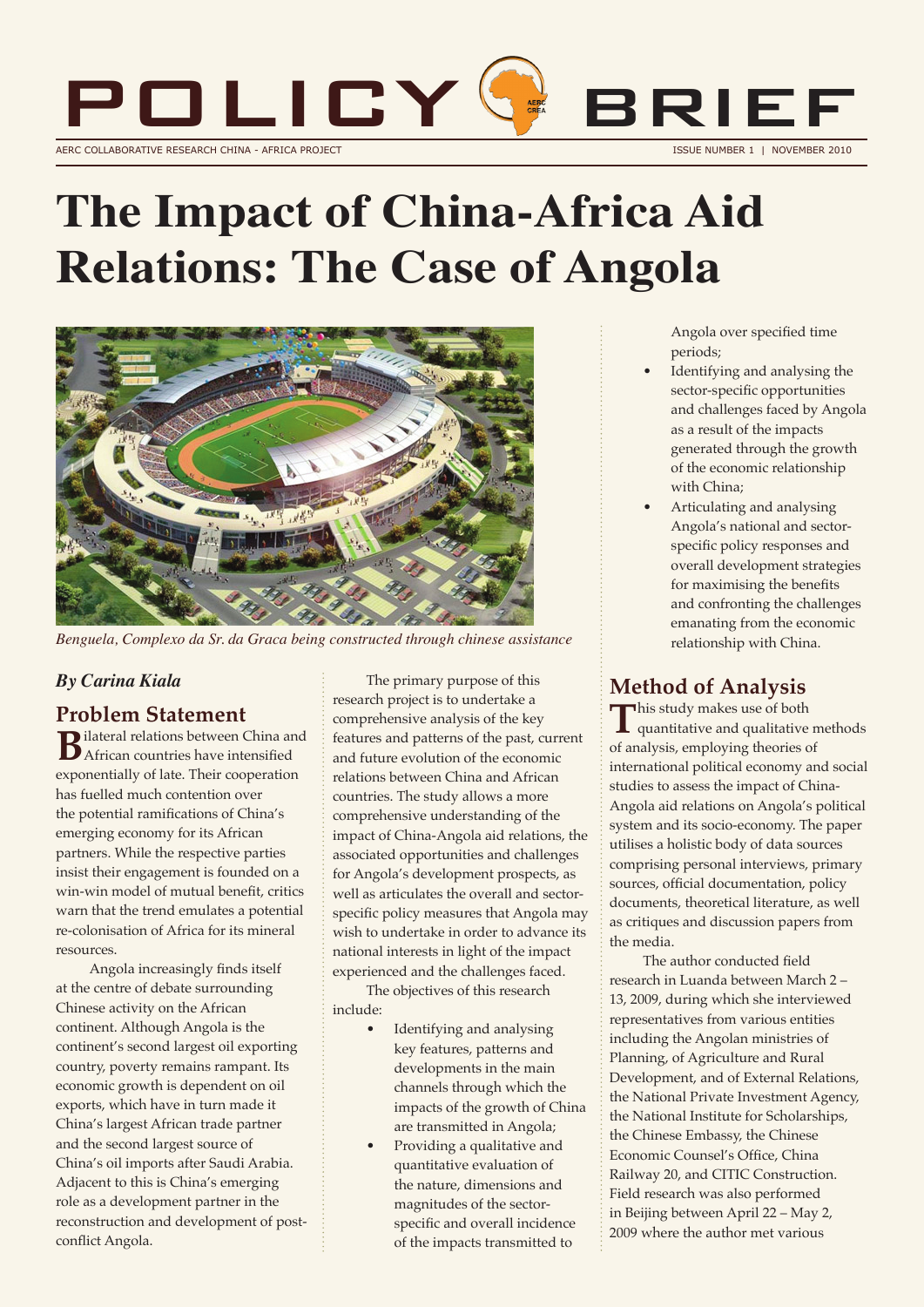# The Impact of China-Africa Aid Relations: The Case of Angola

*Benguela, Complexo da Sr. da Graca being constructed through chinese assistance*

***By Carina Kiala***

## Problem Statement

Bilateral relations between China and African countries have intensified exponentially of late. Their cooperation has fuelled much contention over the potential ramifications of China's emerging economy for its African partners. While the respective parties insist their engagement is founded on a win-win model of mutual benefit, critics warn that the trend emulates a potential re-colonisation of Africa for its mineral resources.

Angola increasingly finds itself at the centre of debate surrounding Chinese activity on the African continent. Although Angola is the continent's second largest oil exporting country, poverty remains rampant. Its economic growth is dependent on oil exports, which have in turn made it China's largest African trade partner and the second largest source of China's oil imports after Saudi Arabia. Adjacent to this is China's emerging role as a development partner in the reconstruction and development of post-conflict Angola.

The primary purpose of this research project is to undertake a comprehensive analysis of the key features and patterns of the past, current and future evolution of the economic relations between China and African countries. The study allows a more comprehensive understanding of the impact of China-Angola aid relations, the associated opportunities and challenges for Angola's development prospects, as well as articulates the overall and sector-specific policy measures that Angola may wish to undertake in order to advance its national interests in light of the impact experienced and the challenges faced.

The objectives of this research include:

- Identifying and analysing key features, patterns and developments in the main channels through which the impacts of the growth of China are transmitted in Angola;
- Providing a qualitative and quantitative evaluation of the nature, dimensions and magnitudes of the sector-specific and overall incidence of the impacts transmitted to Angola over specified time periods;
- Identifying and analysing the sector-specific opportunities and challenges faced by Angola as a result of the impacts generated through the growth of the economic relationship with China;
- Articulating and analysing Angola's national and sector-specific policy responses and overall development strategies for maximising the benefits and confronting the challenges emanating from the economic relationship with China.

## Method of Analysis

This study makes use of both quantitative and qualitative methods of analysis, employing theories of international political economy and social studies to assess the impact of China-Angola aid relations on Angola's political system and its socio-economy. The paper utilises a holistic body of data sources comprising personal interviews, primary sources, official documentation, policy documents, theoretical literature, as well as critiques and discussion papers from the media.

The author conducted field research in Luanda between March 2 – 13, 2009, during which she interviewed representatives from various entities including the Angolan ministries of Planning, of Agriculture and Rural Development, and of External Relations, the National Private Investment Agency, the National Institute for Scholarships, the Chinese Embassy, the Chinese Economic Counsel's Office, China Railway 20, and CITIC Construction. Field research was also performed in Beijing between April 22 – May 2, 2009 where the author met various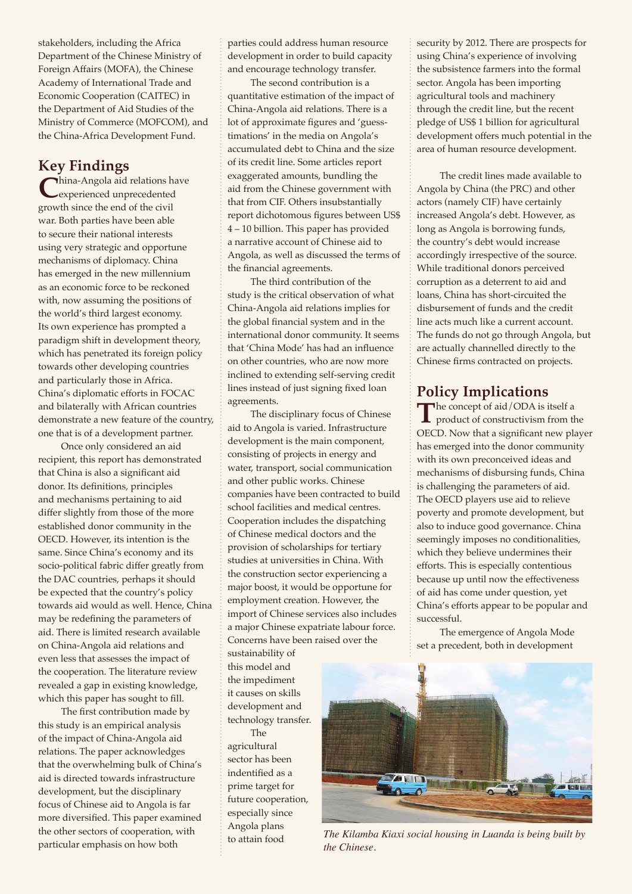stakeholders, including the Africa Department of the Chinese Ministry of Foreign Affairs (MOFA), the Chinese Academy of International Trade and Economic Cooperation (CAITEC) in the Department of Aid Studies of the Ministry of Commerce (MOFCOM), and the China-Africa Development Fund.

## Key Findings

China-Angola aid relations have experienced unprecedented growth since the end of the civil war. Both parties have been able to secure their national interests using very strategic and opportune mechanisms of diplomacy. China has emerged in the new millennium as an economic force to be reckoned with, now assuming the positions of the world's third largest economy. Its own experience has prompted a paradigm shift in development theory, which has penetrated its foreign policy towards other developing countries and particularly those in Africa. China's diplomatic efforts in FOCAC and bilaterally with African countries demonstrate a new feature of the country, one that is of a development partner.

Once only considered an aid recipient, this report has demonstrated that China is also a significant aid donor. Its definitions, principles and mechanisms pertaining to aid differ slightly from those of the more established donor community in the OECD. However, its intention is the same. Since China's economy and its socio-political fabric differ greatly from the DAC countries, perhaps it should be expected that the country's policy towards aid would as well. Hence, China may be redefining the parameters of aid. There is limited research available on China-Angola aid relations and even less that assesses the impact of the cooperation. The literature review revealed a gap in existing knowledge, which this paper has sought to fill.

The first contribution made by this study is an empirical analysis of the impact of China-Angola aid relations. The paper acknowledges that the overwhelming bulk of China's aid is directed towards infrastructure development, but the disciplinary focus of Chinese aid to Angola is far more diversified. This paper examined the other sectors of cooperation, with particular emphasis on how both parties could address human resource development in order to build capacity and encourage technology transfer.

The second contribution is a quantitative estimation of the impact of China-Angola aid relations. There is a lot of approximate figures and 'guess-timations' in the media on Angola's accumulated debt to China and the size of its credit line. Some articles report exaggerated amounts, bundling the aid from the Chinese government with that from CIF. Others insubstantially report dichotomous figures between US$ 4 – 10 billion. This paper has provided a narrative account of Chinese aid to Angola, as well as discussed the terms of the financial agreements.

The third contribution of the study is the critical observation of what China-Angola aid relations implies for the global financial system and in the international donor community. It seems that 'China Mode' has had an influence on other countries, who are now more inclined to extending self-serving credit lines instead of just signing fixed loan agreements.

The disciplinary focus of Chinese aid to Angola is varied. Infrastructure development is the main component, consisting of projects in energy and water, transport, social communication and other public works. Chinese companies have been contracted to build school facilities and medical centres. Cooperation includes the dispatching of Chinese medical doctors and the provision of scholarships for tertiary studies at universities in China. With the construction sector experiencing a major boost, it would be opportune for employment creation. However, the import of Chinese services also includes a major Chinese expatriate labour force. Concerns have been raised over the sustainability of this model and the impediment it causes on skills development and technology transfer.

The agricultural sector has been indentified as a prime target for future cooperation, especially since Angola plans to attain food security by 2012. There are prospects for using China's experience of involving the subsistence farmers into the formal sector. Angola has been importing agricultural tools and machinery through the credit line, but the recent pledge of US$ 1 billion for agricultural development offers much potential in the area of human resource development.

The credit lines made available to Angola by China (the PRC) and other actors (namely CIF) have certainly increased Angola's debt. However, as long as Angola is borrowing funds, the country's debt would increase accordingly irrespective of the source. While traditional donors perceived corruption as a deterrent to aid and loans, China has short-circuited the disbursement of funds and the credit line acts much like a current account. The funds do not go through Angola, but are actually channelled directly to the Chinese firms contracted on projects.

## Policy Implications

The concept of aid/ODA is itself a product of constructivism from the OECD. Now that a significant new player has emerged into the donor community with its own preconceived ideas and mechanisms of disbursing funds, China is challenging the parameters of aid. The OECD players use aid to relieve poverty and promote development, but also to induce good governance. China seemingly imposes no conditionalities, which they believe undermines their efforts. This is especially contentious because up until now the effectiveness of aid has come under question, yet China's efforts appear to be popular and successful.

The emergence of Angola Mode set a precedent, both in development

*The Kilamba Kiaxi social housing in Luanda is being built by the Chinese.*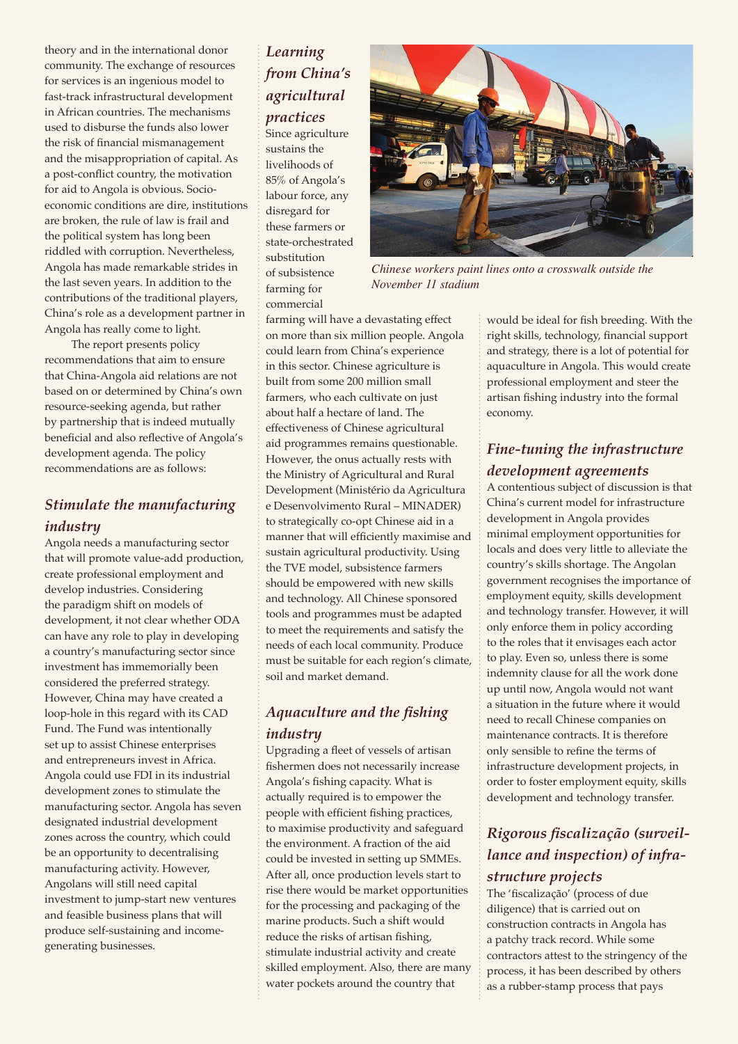theory and in the international donor community. The exchange of resources for services is an ingenious model to fast-track infrastructural development in African countries. The mechanisms used to disburse the funds also lower the risk of financial mismanagement and the misappropriation of capital. As a post-conflict country, the motivation for aid to Angola is obvious. Socio-economic conditions are dire, institutions are broken, the rule of law is frail and the political system has long been riddled with corruption. Nevertheless, Angola has made remarkable strides in the last seven years. In addition to the contributions of the traditional players, China's role as a development partner in Angola has really come to light.

The report presents policy recommendations that aim to ensure that China-Angola aid relations are not based on or determined by China's own resource-seeking agenda, but rather by partnership that is indeed mutually beneficial and also reflective of Angola's development agenda. The policy recommendations are as follows:

## *Stimulate the manufacturing industry*

Angola needs a manufacturing sector that will promote value-add production, create professional employment and develop industries. Considering the paradigm shift on models of development, it not clear whether ODA can have any role to play in developing a country's manufacturing sector since investment has immemorially been considered the preferred strategy. However, China may have created a loop-hole in this regard with its CAD Fund. The Fund was intentionally set up to assist Chinese enterprises and entrepreneurs invest in Africa. Angola could use FDI in its industrial development zones to stimulate the manufacturing sector. Angola has seven designated industrial development zones across the country, which could be an opportunity to decentralising manufacturing activity. However, Angolans will still need capital investment to jump-start new ventures and feasible business plans that will produce self-sustaining and income-generating businesses.

## *Learning from China's agricultural practices*

Since agriculture sustains the livelihoods of 85% of Angola's labour force, any disregard for these farmers or state-orchestrated substitution of subsistence farming for commercial farming will have a devastating effect on more than six million people. Angola could learn from China's experience in this sector. Chinese agriculture is built from some 200 million small farmers, who each cultivate on just about half a hectare of land. The effectiveness of Chinese agricultural aid programmes remains questionable. However, the onus actually rests with the Ministry of Agricultural and Rural Development (Ministério da Agricultura e Desenvolvimento Rural – MINADER) to strategically co-opt Chinese aid in a manner that will efficiently maximise and sustain agricultural productivity. Using the TVE model, subsistence farmers should be empowered with new skills and technology. All Chinese sponsored tools and programmes must be adapted to meet the requirements and satisfy the needs of each local community. Produce must be suitable for each region's climate, soil and market demand.

*Chinese workers paint lines onto a crosswalk outside the November 11 stadium*

## *Aquaculture and the fishing industry*

Upgrading a fleet of vessels of artisan fishermen does not necessarily increase Angola's fishing capacity. What is actually required is to empower the people with efficient fishing practices, to maximise productivity and safeguard the environment. A fraction of the aid could be invested in setting up SMMEs. After all, once production levels start to rise there would be market opportunities for the processing and packaging of the marine products. Such a shift would reduce the risks of artisan fishing, stimulate industrial activity and create skilled employment. Also, there are many water pockets around the country that would be ideal for fish breeding. With the right skills, technology, financial support and strategy, there is a lot of potential for aquaculture in Angola. This would create professional employment and steer the artisan fishing industry into the formal economy.

## *Fine-tuning the infrastructure development agreements*

A contentious subject of discussion is that China's current model for infrastructure development in Angola provides minimal employment opportunities for locals and does very little to alleviate the country's skills shortage. The Angolan government recognises the importance of employment equity, skills development and technology transfer. However, it will only enforce them in policy according to the roles that it envisages each actor to play. Even so, unless there is some indemnity clause for all the work done up until now, Angola would not want a situation in the future where it would need to recall Chinese companies on maintenance contracts. It is therefore only sensible to refine the terms of infrastructure development projects, in order to foster employment equity, skills development and technology transfer.

## *Rigorous fiscalização (surveillance and inspection) of infrastructure projects*

The 'fiscalização' (process of due diligence) that is carried out on construction contracts in Angola has a patchy track record. While some contractors attest to the stringency of the process, it has been described by others as a rubber-stamp process that pays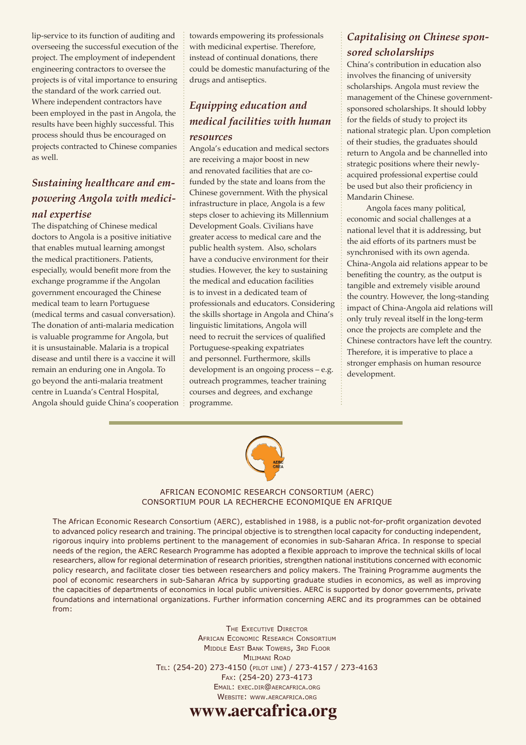lip-service to its function of auditing and overseeing the successful execution of the project. The employment of independent engineering contractors to oversee the projects is of vital importance to ensuring the standard of the work carried out. Where independent contractors have been employed in the past in Angola, the results have been highly successful. This process should thus be encouraged on projects contracted to Chinese companies as well.

### *Sustaining healthcare and empowering Angola with medicinal expertise*

The dispatching of Chinese medical doctors to Angola is a positive initiative that enables mutual learning amongst the medical practitioners. Patients, especially, would benefit more from the exchange programme if the Angolan government encouraged the Chinese medical team to learn Portuguese (medical terms and casual conversation). The donation of anti-malaria medication is valuable programme for Angola, but it is unsustainable. Malaria is a tropical disease and until there is a vaccine it will remain an enduring one in Angola. To go beyond the anti-malaria treatment centre in Luanda's Central Hospital, Angola should guide China's cooperation towards empowering its professionals with medicinal expertise. Therefore, instead of continual donations, there could be domestic manufacturing of the drugs and antiseptics.

### *Equipping education and medical facilities with human resources*

Angola's education and medical sectors are receiving a major boost in new and renovated facilities that are co-funded by the state and loans from the Chinese government. With the physical infrastructure in place, Angola is a few steps closer to achieving its Millennium Development Goals. Civilians have greater access to medical care and the public health system. Also, scholars have a conducive environment for their studies. However, the key to sustaining the medical and education facilities is to invest in a dedicated team of professionals and educators. Considering the skills shortage in Angola and China's linguistic limitations, Angola will need to recruit the services of qualified Portuguese-speaking expatriates and personnel. Furthermore, skills development is an ongoing process – e.g. outreach programmes, teacher training courses and degrees, and exchange programme.

### *Capitalising on Chinese sponsored scholarships*

China's contribution in education also involves the financing of university scholarships. Angola must review the management of the Chinese government-sponsored scholarships. It should lobby for the fields of study to project its national strategic plan. Upon completion of their studies, the graduates should return to Angola and be channelled into strategic positions where their newly-acquired professional expertise could be used but also their proficiency in Mandarin Chinese.

Angola faces many political, economic and social challenges at a national level that it is addressing, but the aid efforts of its partners must be synchronised with its own agenda. China-Angola aid relations appear to be benefiting the country, as the output is tangible and extremely visible around the country. However, the long-standing impact of China-Angola aid relations will only truly reveal itself in the long-term once the projects are complete and the Chinese contractors have left the country. Therefore, it is imperative to place a stronger emphasis on human resource development.

AERC
CREA

AFRICAN ECONOMIC RESEARCH CONSORTIUM (AERC)
CONSORTIUM POUR LA RECHERCHE ECONOMIQUE EN AFRIQUE

The African Economic Research Consortium (AERC), established in 1988, is a public not-for-profit organization devoted to advanced policy research and training. The principal objective is to strengthen local capacity for conducting independent, rigorous inquiry into problems pertinent to the management of economies in sub-Saharan Africa. In response to special needs of the region, the AERC Research Programme has adopted a flexible approach to improve the technical skills of local researchers, allow for regional determination of research priorities, strengthen national institutions concerned with economic policy research, and facilitate closer ties between researchers and policy makers. The Training Programme augments the pool of economic researchers in sub-Saharan Africa by supporting graduate studies in economics, as well as improving the capacities of departments of economics in local public universities. AERC is supported by donor governments, private foundations and international organizations. Further information concerning AERC and its programmes can be obtained from:

The Executive Director
African Economic Research Consortium
Middle East Bank Towers, 3rd Floor
Milimani Road
Tel: (254-20) 273-4150 (pilot line) / 273-4157 / 273-4163
Fax: (254-20) 273-4173
Email: exec.dir@aercafrica.org
Website: www.aercafrica.org

**www.aercafrica.org**